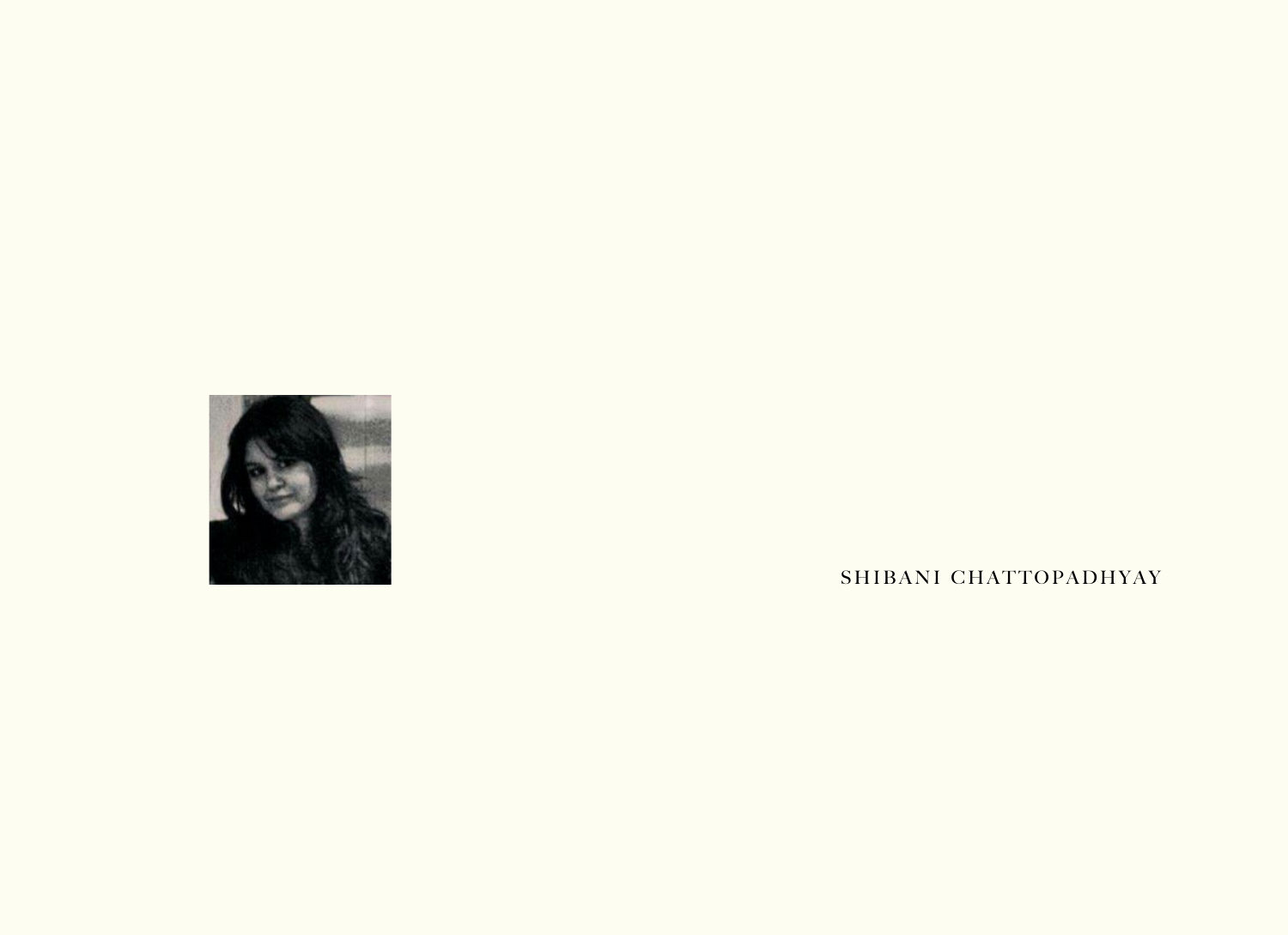SHIBANI CHATTOPADHYAY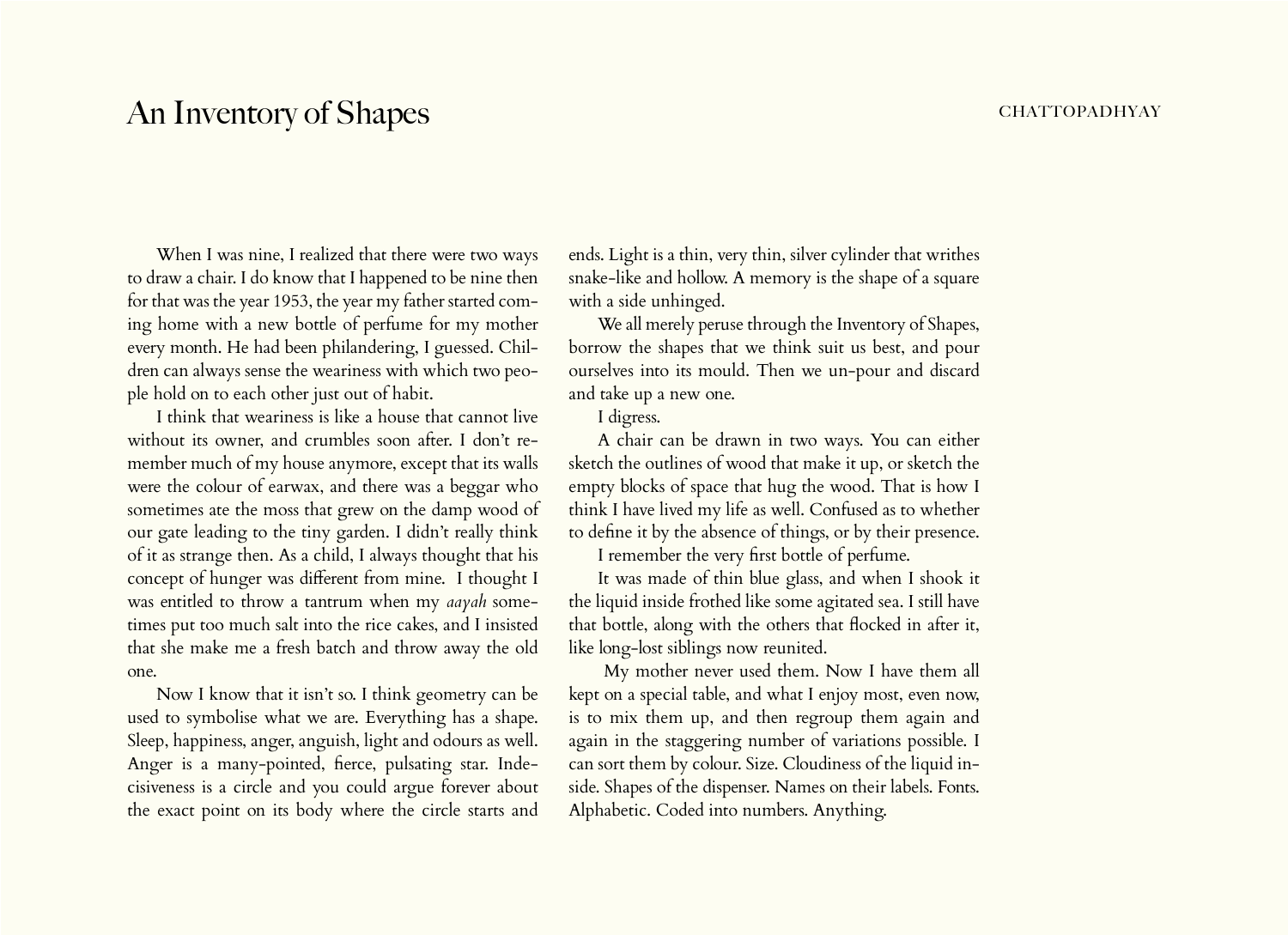# An Inventory of Shapes

When I was nine, I realized that there were two ways to draw a chair. I do know that I happened to be nine then for that was the year 1953, the year my father started coming home with a new bottle of perfume for my mother every month. He had been philandering, I guessed. Children can always sense the weariness with which two people hold on to each other just out of habit.

I think that weariness is like a house that cannot live without its owner, and crumbles soon after. I don't remember much of my house anymore, except that its walls were the colour of earwax, and there was a beggar who sometimes ate the moss that grew on the damp wood of our gate leading to the tiny garden. I didn't really think of it as strange then. As a child, I always thought that his concept of hunger was different from mine. I thought I was entitled to throw a tantrum when my *aayah* sometimes put too much salt into the rice cakes, and I insisted that she make me a fresh batch and throw away the old one.

Now I know that it isn't so. I think geometry can be used to symbolise what we are. Everything has a shape. Sleep, happiness, anger, anguish, light and odours as well. Anger is a many-pointed, fierce, pulsating star. Indecisiveness is a circle and you could argue forever about the exact point on its body where the circle starts and ends. Light is a thin, very thin, silver cylinder that writhes snake-like and hollow. A memory is the shape of a square with a side unhinged.

We all merely peruse through the Inventory of Shapes, borrow the shapes that we think suit us best, and pour ourselves into its mould. Then we un-pour and discard and take up a new one.

I digress.

A chair can be drawn in two ways. You can either sketch the outlines of wood that make it up, or sketch the empty blocks of space that hug the wood. That is how I think I have lived my life as well. Confused as to whether to define it by the absence of things, or by their presence.

I remember the very first bottle of perfume.

It was made of thin blue glass, and when I shook it the liquid inside frothed like some agitated sea. I still have that bottle, along with the others that flocked in after it, like long-lost siblings now reunited.

My mother never used them. Now I have them all kept on a special table, and what I enjoy most, even now, is to mix them up, and then regroup them again and again in the staggering number of variations possible. I can sort them by colour. Size. Cloudiness of the liquid inside. Shapes of the dispenser. Names on their labels. Fonts. Alphabetic. Coded into numbers. Anything.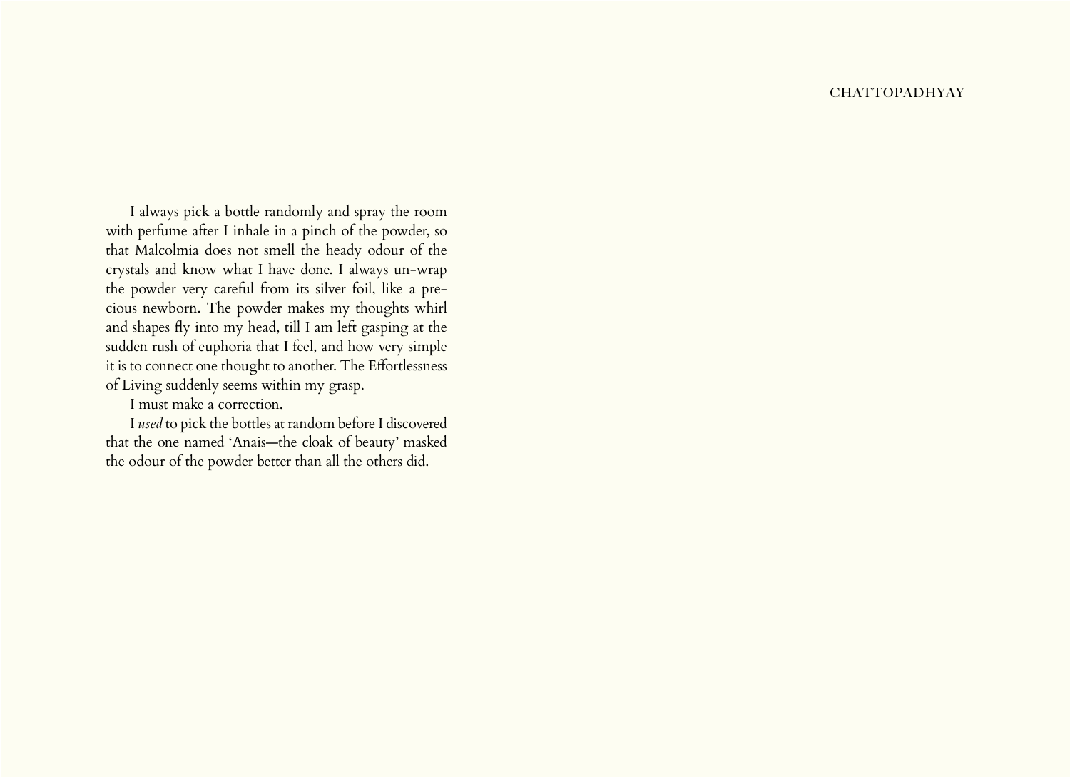I always pick a bottle randomly and spray the room with perfume after I inhale in a pinch of the powder, so that Malcolmia does not smell the heady odour of the crystals and know what I have done. I always un-wrap the powder very careful from its silver foil, like a precious newborn. The powder makes my thoughts whirl and shapes fly into my head, till I am left gasping at the sudden rush of euphoria that I feel, and how very simple it is to connect one thought to another. The Effortlessness of Living suddenly seems within my grasp.

I must make a correction.

I *used* to pick the bottles at random before I discovered that the one named 'Anais—the cloak of beauty' masked the odour of the powder better than all the others did.